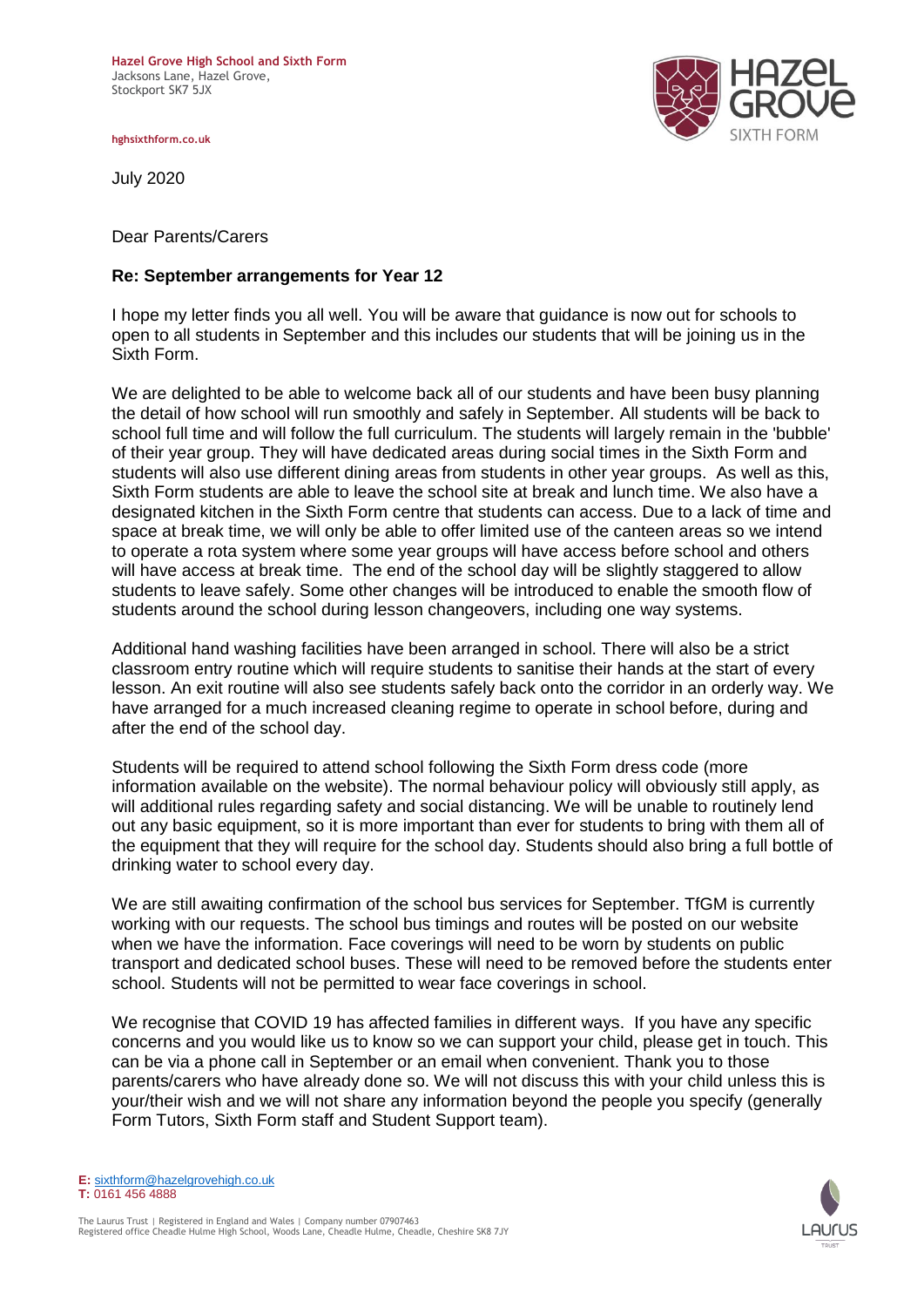**Hazel Grove High School and Sixth Form**
Jacksons Lane, Hazel Grove,
Stockport SK7 5JX

hghsixthform.co.uk

July 2020

Dear Parents/Carers

**Re: September arrangements for Year 12**

I hope my letter finds you all well. You will be aware that guidance is now out for schools to open to all students in September and this includes our students that will be joining us in the Sixth Form.

We are delighted to be able to welcome back all of our students and have been busy planning the detail of how school will run smoothly and safely in September. All students will be back to school full time and will follow the full curriculum. The students will largely remain in the 'bubble' of their year group. They will have dedicated areas during social times in the Sixth Form and students will also use different dining areas from students in other year groups. As well as this, Sixth Form students are able to leave the school site at break and lunch time. We also have a designated kitchen in the Sixth Form centre that students can access. Due to a lack of time and space at break time, we will only be able to offer limited use of the canteen areas so we intend to operate a rota system where some year groups will have access before school and others will have access at break time. The end of the school day will be slightly staggered to allow students to leave safely. Some other changes will be introduced to enable the smooth flow of students around the school during lesson changeovers, including one way systems.

Additional hand washing facilities have been arranged in school. There will also be a strict classroom entry routine which will require students to sanitise their hands at the start of every lesson. An exit routine will also see students safely back onto the corridor in an orderly way. We have arranged for a much increased cleaning regime to operate in school before, during and after the end of the school day.

Students will be required to attend school following the Sixth Form dress code (more information available on the website). The normal behaviour policy will obviously still apply, as will additional rules regarding safety and social distancing. We will be unable to routinely lend out any basic equipment, so it is more important than ever for students to bring with them all of the equipment that they will require for the school day. Students should also bring a full bottle of drinking water to school every day.

We are still awaiting confirmation of the school bus services for September. TfGM is currently working with our requests. The school bus timings and routes will be posted on our website when we have the information. Face coverings will need to be worn by students on public transport and dedicated school buses. These will need to be removed before the students enter school. Students will not be permitted to wear face coverings in school.

We recognise that COVID 19 has affected families in different ways. If you have any specific concerns and you would like us to know so we can support your child, please get in touch. This can be via a phone call in September or an email when convenient. Thank you to those parents/carers who have already done so. We will not discuss this with your child unless this is your/their wish and we will not share any information beyond the people you specify (generally Form Tutors, Sixth Form staff and Student Support team).

**E:** sixthform@hazelgrovehigh.co.uk
**T:** 0161 456 4888

The Laurus Trust | Registered in England and Wales | Company number 07907463
Registered office Cheadle Hulme High School, Woods Lane, Cheadle Hulme, Cheadle, Cheshire SK8 7JY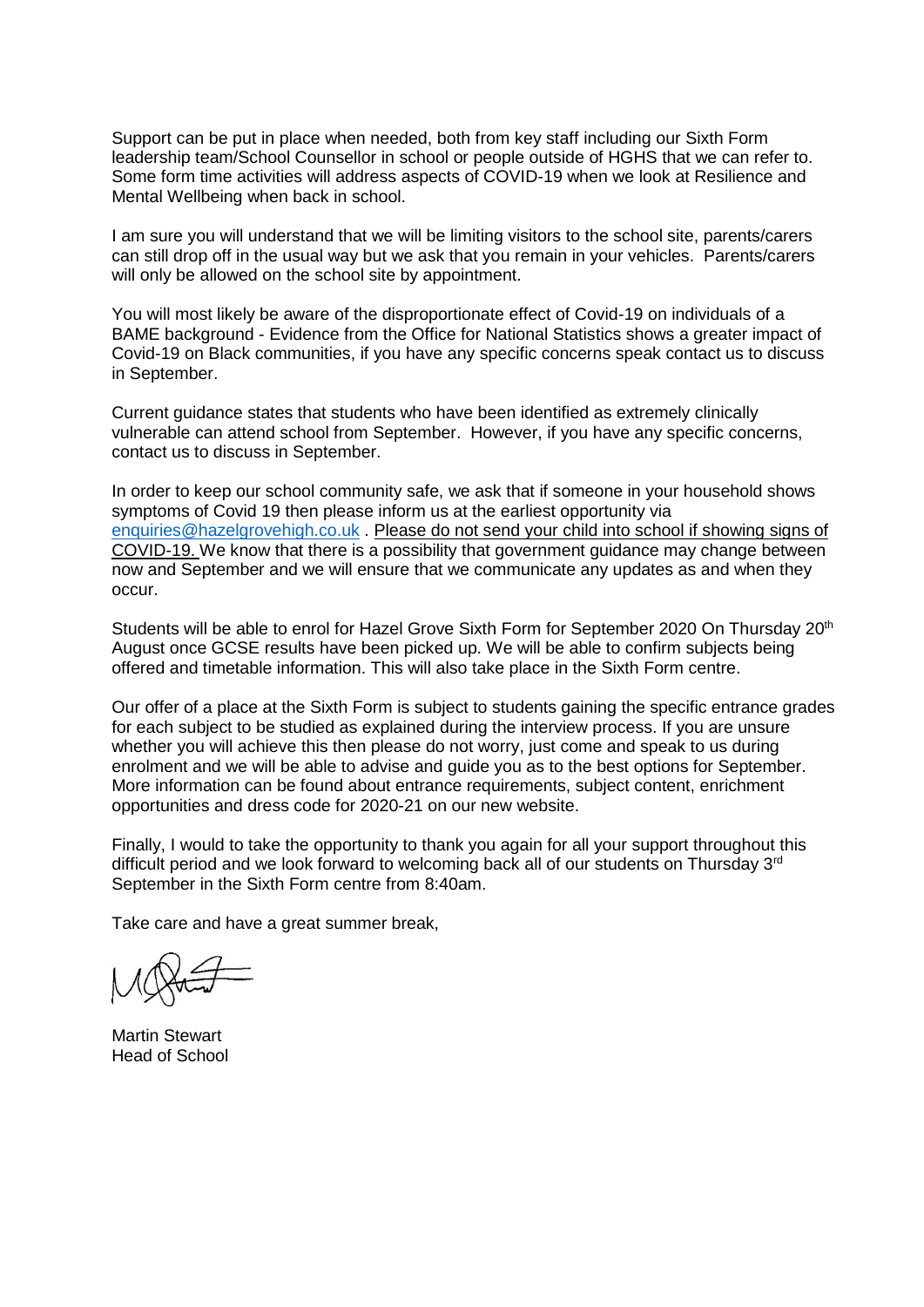Support can be put in place when needed, both from key staff including our Sixth Form leadership team/School Counsellor in school or people outside of HGHS that we can refer to. Some form time activities will address aspects of COVID-19 when we look at Resilience and Mental Wellbeing when back in school.

I am sure you will understand that we will be limiting visitors to the school site, parents/carers can still drop off in the usual way but we ask that you remain in your vehicles. Parents/carers will only be allowed on the school site by appointment.

You will most likely be aware of the disproportionate effect of Covid-19 on individuals of a BAME background - Evidence from the Office for National Statistics shows a greater impact of Covid-19 on Black communities, if you have any specific concerns speak contact us to discuss in September.

Current guidance states that students who have been identified as extremely clinically vulnerable can attend school from September. However, if you have any specific concerns, contact us to discuss in September.

In order to keep our school community safe, we ask that if someone in your household shows symptoms of Covid 19 then please inform us at the earliest opportunity via enquiries@hazelgrovehigh.co.uk . Please do not send your child into school if showing signs of COVID-19. We know that there is a possibility that government guidance may change between now and September and we will ensure that we communicate any updates as and when they occur.

Students will be able to enrol for Hazel Grove Sixth Form for September 2020 On Thursday 20th August once GCSE results have been picked up. We will be able to confirm subjects being offered and timetable information. This will also take place in the Sixth Form centre.

Our offer of a place at the Sixth Form is subject to students gaining the specific entrance grades for each subject to be studied as explained during the interview process. If you are unsure whether you will achieve this then please do not worry, just come and speak to us during enrolment and we will be able to advise and guide you as to the best options for September. More information can be found about entrance requirements, subject content, enrichment opportunities and dress code for 2020-21 on our new website.

Finally, I would to take the opportunity to thank you again for all your support throughout this difficult period and we look forward to welcoming back all of our students on Thursday 3rd September in the Sixth Form centre from 8:40am.

Take care and have a great summer break,

Martin Stewart
Head of School